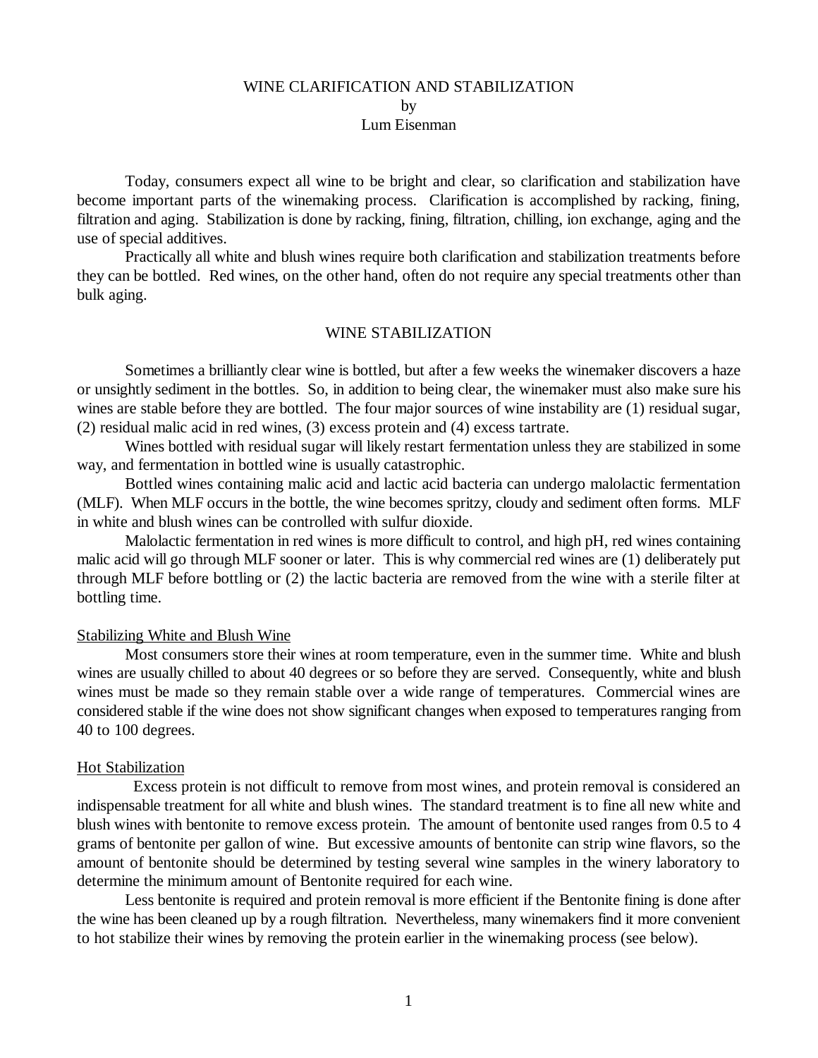# WINE CLARIFICATION AND STABILIZATION

by

Lum Eisenman

Today, consumers expect all wine to be bright and clear, so clarification and stabilization have become important parts of the winemaking process. Clarification is accomplished by racking, fining, filtration and aging. Stabilization is done by racking, fining, filtration, chilling, ion exchange, aging and the use of special additives.

Practically all white and blush wines require both clarification and stabilization treatments before they can be bottled. Red wines, on the other hand, often do not require any special treatments other than bulk aging.

## WINE STABILIZATION

Sometimes a brilliantly clear wine is bottled, but after a few weeks the winemaker discovers a haze or unsightly sediment in the bottles. So, in addition to being clear, the winemaker must also make sure his wines are stable before they are bottled. The four major sources of wine instability are (1) residual sugar, (2) residual malic acid in red wines, (3) excess protein and (4) excess tartrate.

Wines bottled with residual sugar will likely restart fermentation unless they are stabilized in some way, and fermentation in bottled wine is usually catastrophic.

Bottled wines containing malic acid and lactic acid bacteria can undergo malolactic fermentation (MLF). When MLF occurs in the bottle, the wine becomes spritzy, cloudy and sediment often forms. MLF in white and blush wines can be controlled with sulfur dioxide.

Malolactic fermentation in red wines is more difficult to control, and high pH, red wines containing malic acid will go through MLF sooner or later. This is why commercial red wines are (1) deliberately put through MLF before bottling or (2) the lactic bacteria are removed from the wine with a sterile filter at bottling time.

### Stabilizing White and Blush Wine

Most consumers store their wines at room temperature, even in the summer time. White and blush wines are usually chilled to about 40 degrees or so before they are served. Consequently, white and blush wines must be made so they remain stable over a wide range of temperatures. Commercial wines are considered stable if the wine does not show significant changes when exposed to temperatures ranging from 40 to 100 degrees.

### Hot Stabilization

Excess protein is not difficult to remove from most wines, and protein removal is considered an indispensable treatment for all white and blush wines. The standard treatment is to fine all new white and blush wines with bentonite to remove excess protein. The amount of bentonite used ranges from 0.5 to 4 grams of bentonite per gallon of wine. But excessive amounts of bentonite can strip wine flavors, so the amount of bentonite should be determined by testing several wine samples in the winery laboratory to determine the minimum amount of Bentonite required for each wine.

Less bentonite is required and protein removal is more efficient if the Bentonite fining is done after the wine has been cleaned up by a rough filtration. Nevertheless, many winemakers find it more convenient to hot stabilize their wines by removing the protein earlier in the winemaking process (see below).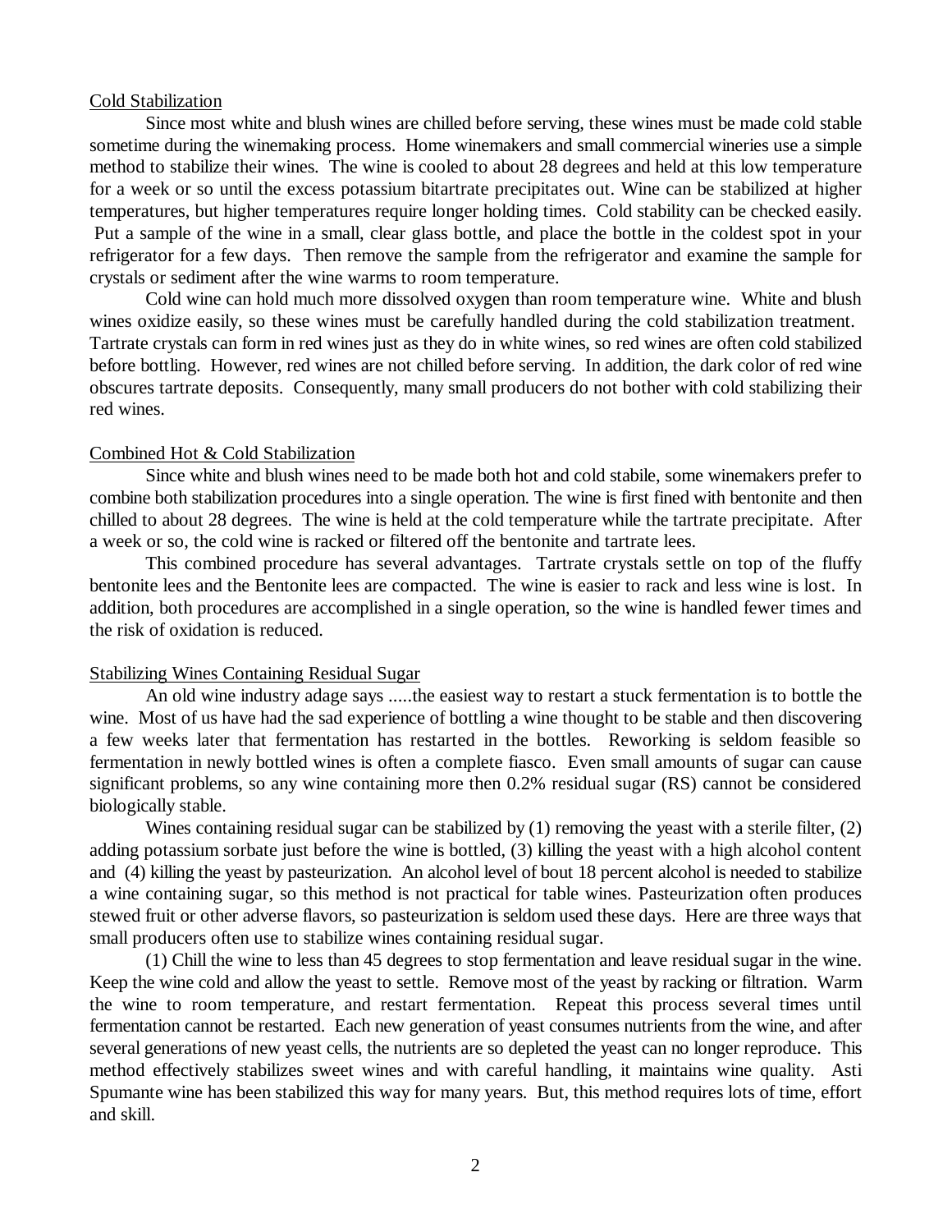## Cold Stabilization

Since most white and blush wines are chilled before serving, these wines must be made cold stable sometime during the winemaking process. Home winemakers and small commercial wineries use a simple method to stabilize their wines. The wine is cooled to about 28 degrees and held at this low temperature for a week or so until the excess potassium bitartrate precipitates out. Wine can be stabilized at higher temperatures, but higher temperatures require longer holding times. Cold stability can be checked easily. Put a sample of the wine in a small, clear glass bottle, and place the bottle in the coldest spot in your refrigerator for a few days. Then remove the sample from the refrigerator and examine the sample for crystals or sediment after the wine warms to room temperature.

Cold wine can hold much more dissolved oxygen than room temperature wine. White and blush wines oxidize easily, so these wines must be carefully handled during the cold stabilization treatment. Tartrate crystals can form in red wines just as they do in white wines, so red wines are often cold stabilized before bottling. However, red wines are not chilled before serving. In addition, the dark color of red wine obscures tartrate deposits. Consequently, many small producers do not bother with cold stabilizing their red wines.

## Combined Hot & Cold Stabilization

Since white and blush wines need to be made both hot and cold stabile, some winemakers prefer to combine both stabilization procedures into a single operation. The wine is first fined with bentonite and then chilled to about 28 degrees. The wine is held at the cold temperature while the tartrate precipitate. After a week or so, the cold wine is racked or filtered off the bentonite and tartrate lees.

This combined procedure has several advantages. Tartrate crystals settle on top of the fluffy bentonite lees and the Bentonite lees are compacted. The wine is easier to rack and less wine is lost. In addition, both procedures are accomplished in a single operation, so the wine is handled fewer times and the risk of oxidation is reduced.

## Stabilizing Wines Containing Residual Sugar

An old wine industry adage says .....the easiest way to restart a stuck fermentation is to bottle the wine. Most of us have had the sad experience of bottling a wine thought to be stable and then discovering a few weeks later that fermentation has restarted in the bottles. Reworking is seldom feasible so fermentation in newly bottled wines is often a complete fiasco. Even small amounts of sugar can cause significant problems, so any wine containing more then 0.2% residual sugar (RS) cannot be considered biologically stable.

Wines containing residual sugar can be stabilized by (1) removing the yeast with a sterile filter, (2) adding potassium sorbate just before the wine is bottled, (3) killing the yeast with a high alcohol content and (4) killing the yeast by pasteurization. An alcohol level of bout 18 percent alcohol is needed to stabilize a wine containing sugar, so this method is not practical for table wines. Pasteurization often produces stewed fruit or other adverse flavors, so pasteurization is seldom used these days. Here are three ways that small producers often use to stabilize wines containing residual sugar.

(1) Chill the wine to less than 45 degrees to stop fermentation and leave residual sugar in the wine. Keep the wine cold and allow the yeast to settle. Remove most of the yeast by racking or filtration. Warm the wine to room temperature, and restart fermentation. Repeat this process several times until fermentation cannot be restarted. Each new generation of yeast consumes nutrients from the wine, and after several generations of new yeast cells, the nutrients are so depleted the yeast can no longer reproduce. This method effectively stabilizes sweet wines and with careful handling, it maintains wine quality. Asti Spumante wine has been stabilized this way for many years. But, this method requires lots of time, effort and skill.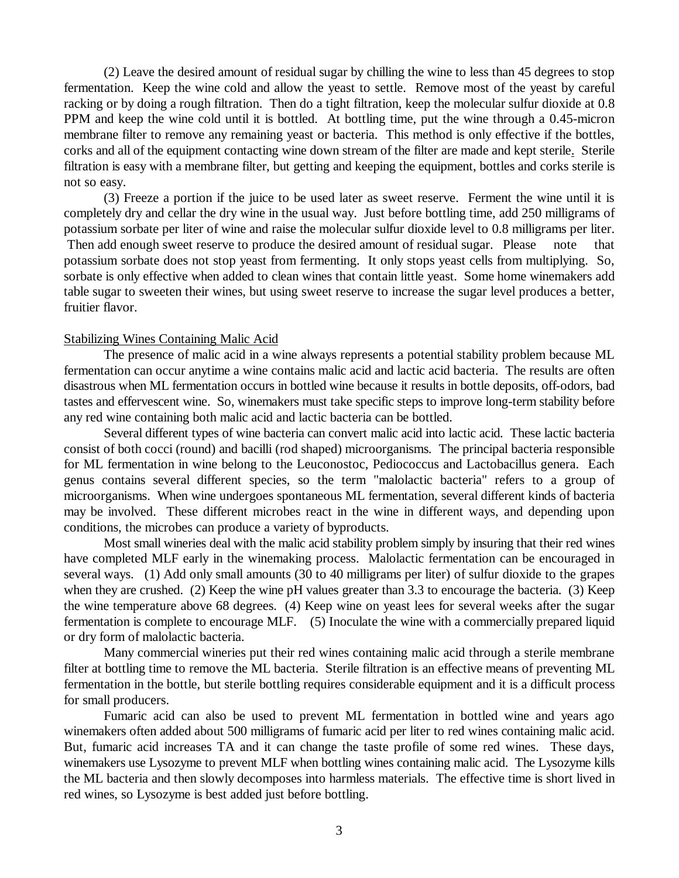(2) Leave the desired amount of residual sugar by chilling the wine to less than 45 degrees to stop fermentation. Keep the wine cold and allow the yeast to settle. Remove most of the yeast by careful racking or by doing a rough filtration. Then do a tight filtration, keep the molecular sulfur dioxide at 0.8 PPM and keep the wine cold until it is bottled. At bottling time, put the wine through a 0.45-micron membrane filter to remove any remaining yeast or bacteria. This method is only effective if the bottles, corks and all of the equipment contacting wine down stream of the filter are made and kept sterile. Sterile filtration is easy with a membrane filter, but getting and keeping the equipment, bottles and corks sterile is not so easy.

(3) Freeze a portion if the juice to be used later as sweet reserve. Ferment the wine until it is completely dry and cellar the dry wine in the usual way. Just before bottling time, add 250 milligrams of potassium sorbate per liter of wine and raise the molecular sulfur dioxide level to 0.8 milligrams per liter. Then add enough sweet reserve to produce the desired amount of residual sugar. Please note that potassium sorbate does not stop yeast from fermenting. It only stops yeast cells from multiplying. So, sorbate is only effective when added to clean wines that contain little yeast. Some home winemakers add table sugar to sweeten their wines, but using sweet reserve to increase the sugar level produces a better, fruitier flavor.

## Stabilizing Wines Containing Malic Acid

The presence of malic acid in a wine always represents a potential stability problem because ML fermentation can occur anytime a wine contains malic acid and lactic acid bacteria. The results are often disastrous when ML fermentation occurs in bottled wine because it results in bottle deposits, off-odors, bad tastes and effervescent wine. So, winemakers must take specific steps to improve long-term stability before any red wine containing both malic acid and lactic bacteria can be bottled.

Several different types of wine bacteria can convert malic acid into lactic acid. These lactic bacteria consist of both cocci (round) and bacilli (rod shaped) microorganisms. The principal bacteria responsible for ML fermentation in wine belong to the Leuconostoc, Pediococcus and Lactobacillus genera. Each genus contains several different species, so the term "malolactic bacteria" refers to a group of microorganisms. When wine undergoes spontaneous ML fermentation, several different kinds of bacteria may be involved. These different microbes react in the wine in different ways, and depending upon conditions, the microbes can produce a variety of byproducts.

Most small wineries deal with the malic acid stability problem simply by insuring that their red wines have completed MLF early in the winemaking process. Malolactic fermentation can be encouraged in several ways. (1) Add only small amounts (30 to 40 milligrams per liter) of sulfur dioxide to the grapes when they are crushed. (2) Keep the wine pH values greater than 3.3 to encourage the bacteria. (3) Keep the wine temperature above 68 degrees. (4) Keep wine on yeast lees for several weeks after the sugar fermentation is complete to encourage MLF. (5) Inoculate the wine with a commercially prepared liquid or dry form of malolactic bacteria.

Many commercial wineries put their red wines containing malic acid through a sterile membrane filter at bottling time to remove the ML bacteria. Sterile filtration is an effective means of preventing ML fermentation in the bottle, but sterile bottling requires considerable equipment and it is a difficult process for small producers.

Fumaric acid can also be used to prevent ML fermentation in bottled wine and years ago winemakers often added about 500 milligrams of fumaric acid per liter to red wines containing malic acid. But, fumaric acid increases TA and it can change the taste profile of some red wines. These days, winemakers use Lysozyme to prevent MLF when bottling wines containing malic acid. The Lysozyme kills the ML bacteria and then slowly decomposes into harmless materials. The effective time is short lived in red wines, so Lysozyme is best added just before bottling.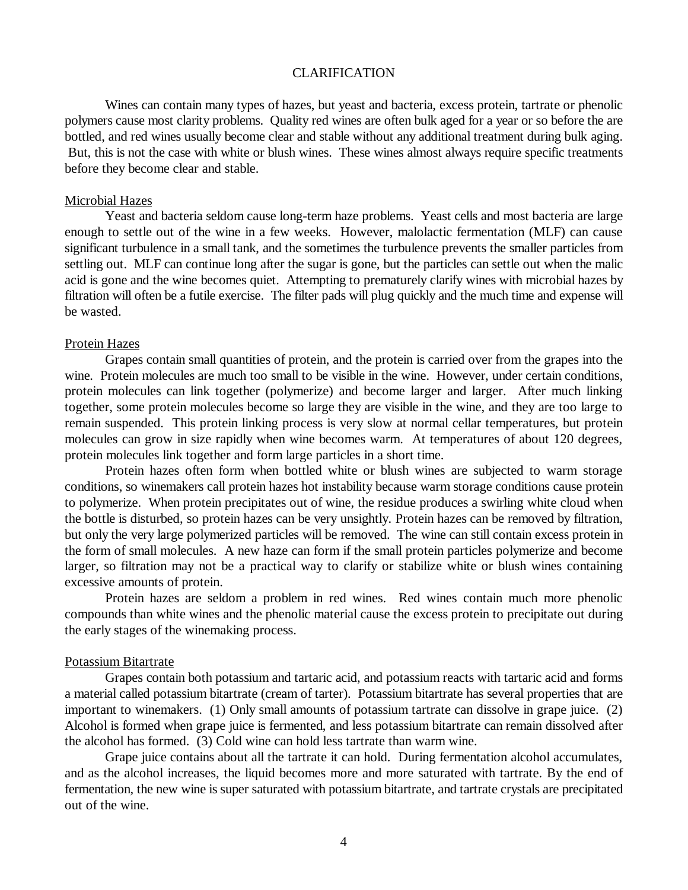# CLARIFICATION

Wines can contain many types of hazes, but yeast and bacteria, excess protein, tartrate or phenolic polymers cause most clarity problems. Quality red wines are often bulk aged for a year or so before the are bottled, and red wines usually become clear and stable without any additional treatment during bulk aging. But, this is not the case with white or blush wines. These wines almost always require specific treatments before they become clear and stable.

## Microbial Hazes

Yeast and bacteria seldom cause long-term haze problems. Yeast cells and most bacteria are large enough to settle out of the wine in a few weeks. However, malolactic fermentation (MLF) can cause significant turbulence in a small tank, and the sometimes the turbulence prevents the smaller particles from settling out. MLF can continue long after the sugar is gone, but the particles can settle out when the malic acid is gone and the wine becomes quiet. Attempting to prematurely clarify wines with microbial hazes by filtration will often be a futile exercise. The filter pads will plug quickly and the much time and expense will be wasted.

## Protein Hazes

Grapes contain small quantities of protein, and the protein is carried over from the grapes into the wine. Protein molecules are much too small to be visible in the wine. However, under certain conditions, protein molecules can link together (polymerize) and become larger and larger. After much linking together, some protein molecules become so large they are visible in the wine, and they are too large to remain suspended. This protein linking process is very slow at normal cellar temperatures, but protein molecules can grow in size rapidly when wine becomes warm. At temperatures of about 120 degrees, protein molecules link together and form large particles in a short time.

Protein hazes often form when bottled white or blush wines are subjected to warm storage conditions, so winemakers call protein hazes hot instability because warm storage conditions cause protein to polymerize. When protein precipitates out of wine, the residue produces a swirling white cloud when the bottle is disturbed, so protein hazes can be very unsightly. Protein hazes can be removed by filtration, but only the very large polymerized particles will be removed. The wine can still contain excess protein in the form of small molecules. A new haze can form if the small protein particles polymerize and become larger, so filtration may not be a practical way to clarify or stabilize white or blush wines containing excessive amounts of protein.

Protein hazes are seldom a problem in red wines. Red wines contain much more phenolic compounds than white wines and the phenolic material cause the excess protein to precipitate out during the early stages of the winemaking process.

## Potassium Bitartrate

Grapes contain both potassium and tartaric acid, and potassium reacts with tartaric acid and forms a material called potassium bitartrate (cream of tarter). Potassium bitartrate has several properties that are important to winemakers. (1) Only small amounts of potassium tartrate can dissolve in grape juice. (2) Alcohol is formed when grape juice is fermented, and less potassium bitartrate can remain dissolved after the alcohol has formed. (3) Cold wine can hold less tartrate than warm wine.

Grape juice contains about all the tartrate it can hold. During fermentation alcohol accumulates, and as the alcohol increases, the liquid becomes more and more saturated with tartrate. By the end of fermentation, the new wine is super saturated with potassium bitartrate, and tartrate crystals are precipitated out of the wine.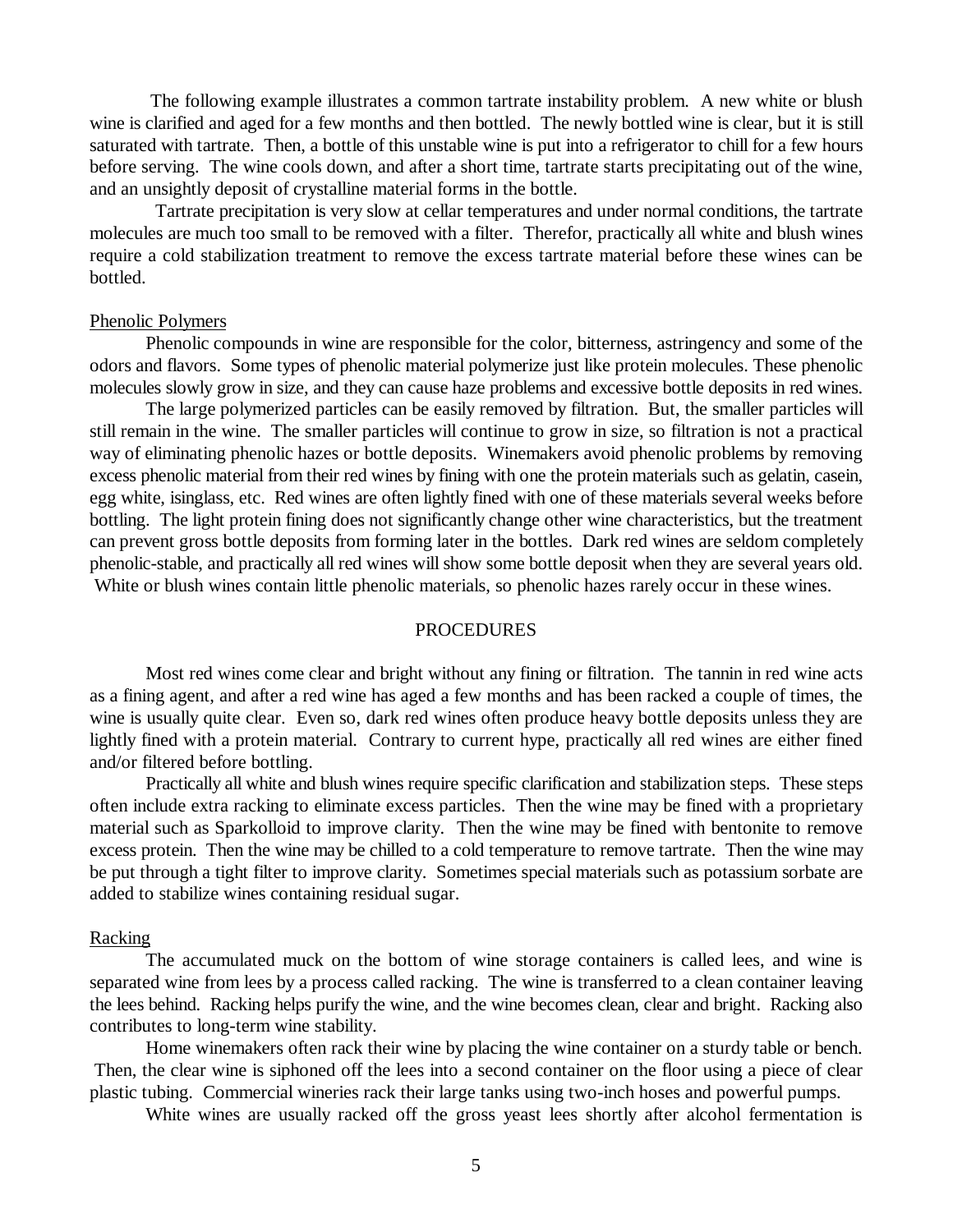The following example illustrates a common tartrate instability problem. A new white or blush wine is clarified and aged for a few months and then bottled. The newly bottled wine is clear, but it is still saturated with tartrate. Then, a bottle of this unstable wine is put into a refrigerator to chill for a few hours before serving. The wine cools down, and after a short time, tartrate starts precipitating out of the wine, and an unsightly deposit of crystalline material forms in the bottle.

Tartrate precipitation is very slow at cellar temperatures and under normal conditions, the tartrate molecules are much too small to be removed with a filter. Therefor, practically all white and blush wines require a cold stabilization treatment to remove the excess tartrate material before these wines can be bottled.

### Phenolic Polymers

Phenolic compounds in wine are responsible for the color, bitterness, astringency and some of the odors and flavors. Some types of phenolic material polymerize just like protein molecules. These phenolic molecules slowly grow in size, and they can cause haze problems and excessive bottle deposits in red wines.

The large polymerized particles can be easily removed by filtration. But, the smaller particles will still remain in the wine. The smaller particles will continue to grow in size, so filtration is not a practical way of eliminating phenolic hazes or bottle deposits. Winemakers avoid phenolic problems by removing excess phenolic material from their red wines by fining with one the protein materials such as gelatin, casein, egg white, isinglass, etc. Red wines are often lightly fined with one of these materials several weeks before bottling. The light protein fining does not significantly change other wine characteristics, but the treatment can prevent gross bottle deposits from forming later in the bottles. Dark red wines are seldom completely phenolic-stable, and practically all red wines will show some bottle deposit when they are several years old. White or blush wines contain little phenolic materials, so phenolic hazes rarely occur in these wines.

## PROCEDURES

Most red wines come clear and bright without any fining or filtration. The tannin in red wine acts as a fining agent, and after a red wine has aged a few months and has been racked a couple of times, the wine is usually quite clear. Even so, dark red wines often produce heavy bottle deposits unless they are lightly fined with a protein material. Contrary to current hype, practically all red wines are either fined and/or filtered before bottling.

Practically all white and blush wines require specific clarification and stabilization steps. These steps often include extra racking to eliminate excess particles. Then the wine may be fined with a proprietary material such as Sparkolloid to improve clarity. Then the wine may be fined with bentonite to remove excess protein. Then the wine may be chilled to a cold temperature to remove tartrate. Then the wine may be put through a tight filter to improve clarity. Sometimes special materials such as potassium sorbate are added to stabilize wines containing residual sugar.

### Racking

The accumulated muck on the bottom of wine storage containers is called lees, and wine is separated wine from lees by a process called racking. The wine is transferred to a clean container leaving the lees behind. Racking helps purify the wine, and the wine becomes clean, clear and bright. Racking also contributes to long-term wine stability.

Home winemakers often rack their wine by placing the wine container on a sturdy table or bench. Then, the clear wine is siphoned off the lees into a second container on the floor using a piece of clear plastic tubing. Commercial wineries rack their large tanks using two-inch hoses and powerful pumps.

White wines are usually racked off the gross yeast lees shortly after alcohol fermentation is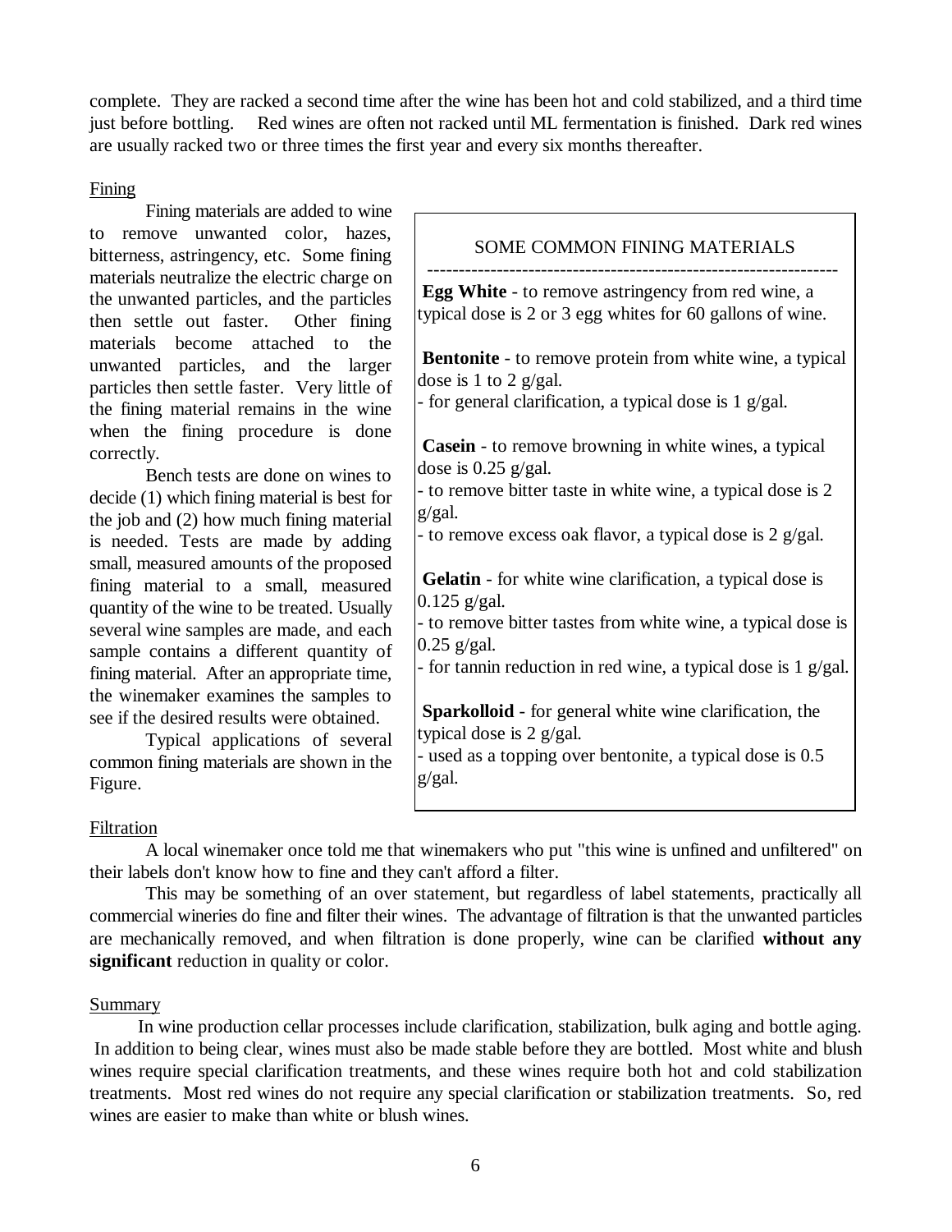complete. They are racked a second time after the wine has been hot and cold stabilized, and a third time just before bottling. Red wines are often not racked until ML fermentation is finished. Dark red wines are usually racked two or three times the first year and every six months thereafter.

Fining

Fining materials are added to wine to remove unwanted color, hazes, bitterness, astringency, etc. Some fining materials neutralize the electric charge on the unwanted particles, and the particles then settle out faster. Other fining materials become attached to the unwanted particles, and the larger particles then settle faster. Very little of the fining material remains in the wine when the fining procedure is done correctly.

Bench tests are done on wines to decide (1) which fining material is best for the job and (2) how much fining material is needed. Tests are made by adding small, measured amounts of the proposed fining material to a small, measured quantity of the wine to be treated. Usually several wine samples are made, and each sample contains a different quantity of fining material. After an appropriate time, the winemaker examines the samples to see if the desired results were obtained.

Typical applications of several common fining materials are shown in the Figure.

SOME COMMON FINING MATERIALS

**Egg White** - to remove astringency from red wine, a typical dose is 2 or 3 egg whites for 60 gallons of wine.

**Bentonite** - to remove protein from white wine, a typical dose is 1 to 2 g/gal.
- for general clarification, a typical dose is 1 g/gal.

**Casein** - to remove browning in white wines, a typical dose is 0.25 g/gal.
- to remove bitter taste in white wine, a typical dose is 2 g/gal.
- to remove excess oak flavor, a typical dose is 2 g/gal.

**Gelatin** - for white wine clarification, a typical dose is 0.125 g/gal.
- to remove bitter tastes from white wine, a typical dose is 0.25 g/gal.
- for tannin reduction in red wine, a typical dose is 1 g/gal.

**Sparkolloid** - for general white wine clarification, the typical dose is 2 g/gal.
- used as a topping over bentonite, a typical dose is 0.5 g/gal.

Filtration

A local winemaker once told me that winemakers who put "this wine is unfined and unfiltered" on their labels don't know how to fine and they can't afford a filter.

This may be something of an over statement, but regardless of label statements, practically all commercial wineries do fine and filter their wines. The advantage of filtration is that the unwanted particles are mechanically removed, and when filtration is done properly, wine can be clarified **without any significant** reduction in quality or color.

Summary

In wine production cellar processes include clarification, stabilization, bulk aging and bottle aging. In addition to being clear, wines must also be made stable before they are bottled. Most white and blush wines require special clarification treatments, and these wines require both hot and cold stabilization treatments. Most red wines do not require any special clarification or stabilization treatments. So, red wines are easier to make than white or blush wines.